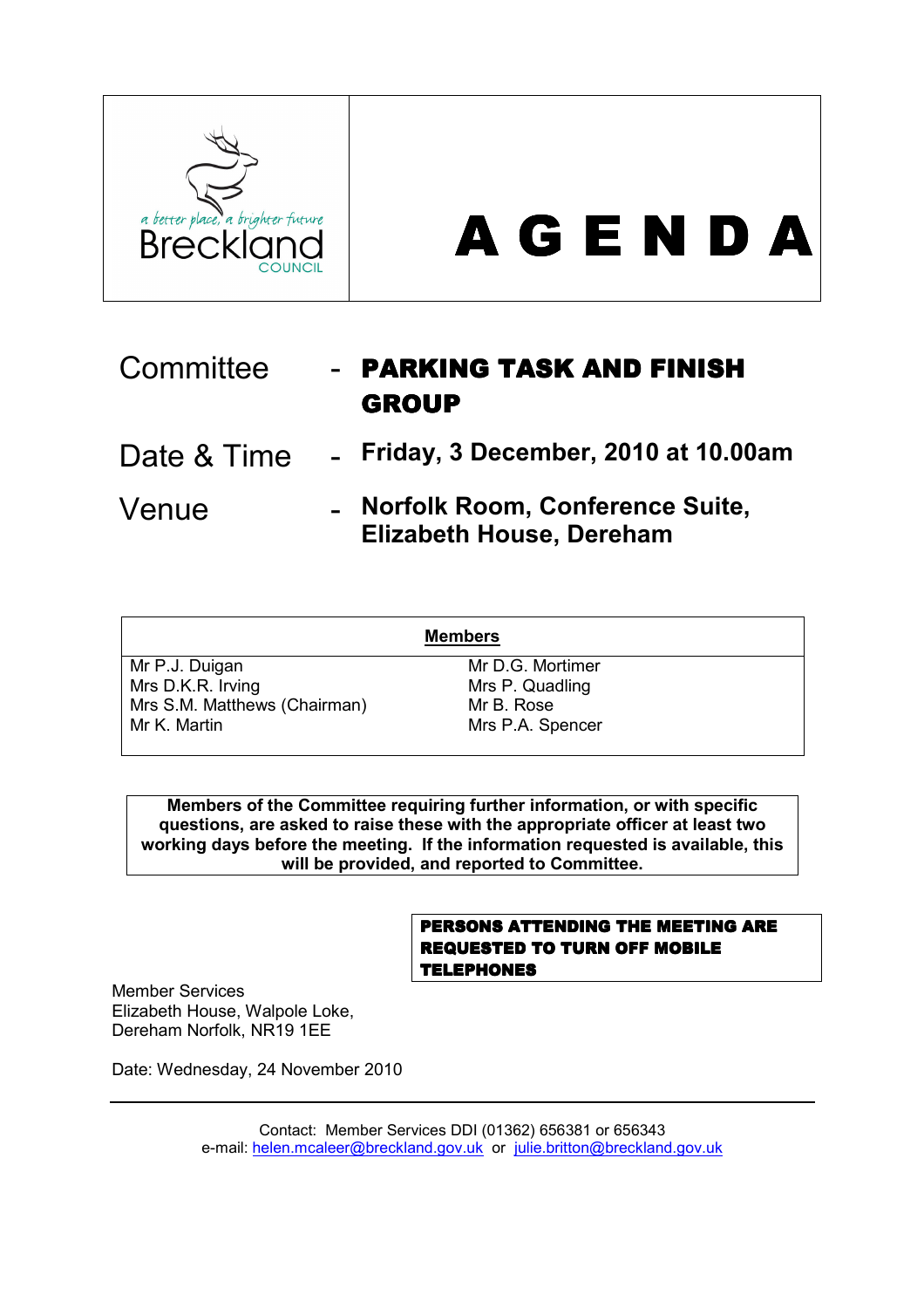a better place, a brighter future

Breckland COUNCIL

# A G E N D A

| | | |
|---|---|---|
| Committee | - | **PARKING TASK AND FINISH GROUP** |
| Date & Time | - | **Friday, 3 December, 2010 at 10.00am** |
| Venue | - | **Norfolk Room, Conference Suite, Elizabeth House, Dereham** |

| **Members** | |
|---|---|
| Mr P.J. Duigan | Mr D.G. Mortimer |
| Mrs D.K.R. Irving | Mrs P. Quadling |
| Mrs S.M. Matthews (Chairman) | Mr B. Rose |
| Mr K. Martin | Mrs P.A. Spencer |

**Members of the Committee requiring further information, or with specific questions, are asked to raise these with the appropriate officer at least two working days before the meeting. If the information requested is available, this will be provided, and reported to Committee.**

**PERSONS ATTENDING THE MEETING ARE REQUESTED TO TURN OFF MOBILE TELEPHONES**

Member Services
Elizabeth House, Walpole Loke,
Dereham Norfolk, NR19 1EE

Date: Wednesday, 24 November 2010

Contact: Member Services DDI (01362) 656381 or 656343
e-mail: helen.mcaleer@breckland.gov.uk or julie.britton@breckland.gov.uk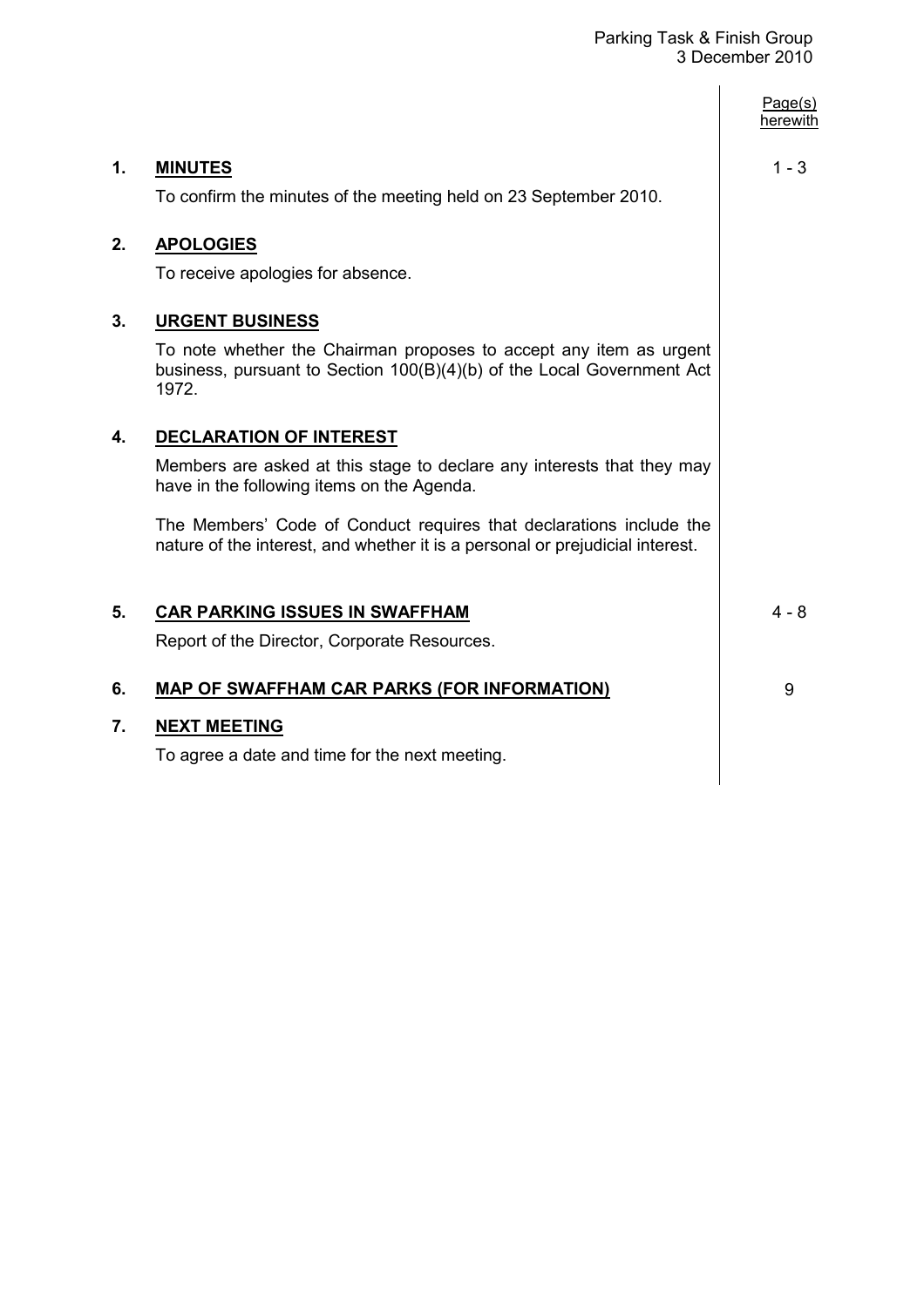Parking Task & Finish Group
3 December 2010

| | | Page(s) herewith |
|---|---|---|
| **1.** | **MINUTES**<br>To confirm the minutes of the meeting held on 23 September 2010. | 1 - 3 |
| **2.** | **APOLOGIES**<br>To receive apologies for absence. | |
| **3.** | **URGENT BUSINESS**<br>To note whether the Chairman proposes to accept any item as urgent business, pursuant to Section 100(B)(4)(b) of the Local Government Act 1972. | |
| **4.** | **DECLARATION OF INTEREST**<br>Members are asked at this stage to declare any interests that they may have in the following items on the Agenda.<br><br>The Members' Code of Conduct requires that declarations include the nature of the interest, and whether it is a personal or prejudicial interest. | |
| **5.** | **CAR PARKING ISSUES IN SWAFFHAM**<br>Report of the Director, Corporate Resources. | 4 - 8 |
| **6.** | **MAP OF SWAFFHAM CAR PARKS (FOR INFORMATION)** | 9 |
| **7.** | **NEXT MEETING**<br>To agree a date and time for the next meeting. | |